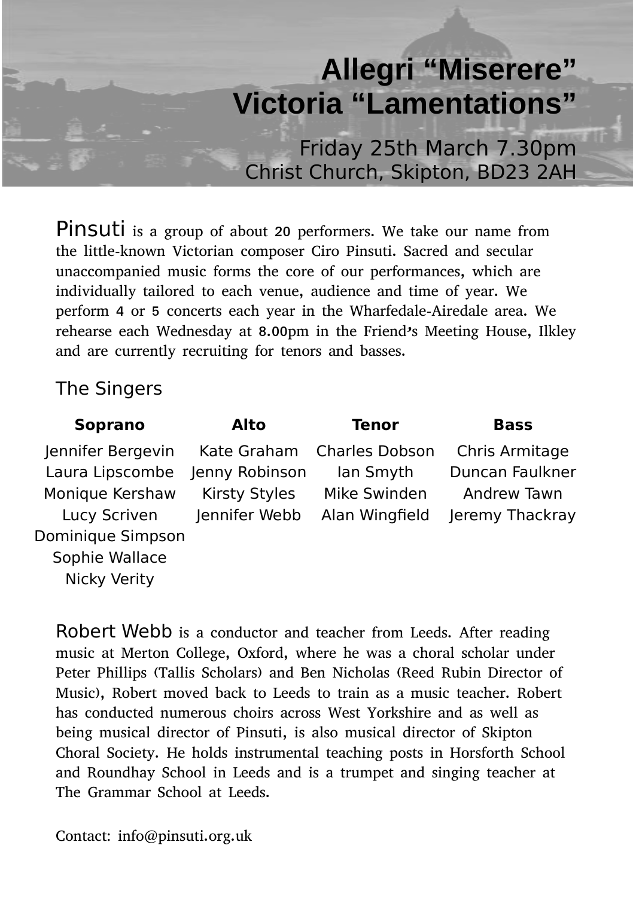# Allegri "Miserere"
# Victoria "Lamentations"

Friday 25th March 7.30pm
Christ Church, Skipton, BD23 2AH

Pinsuti is a group of about 20 performers. We take our name from the little-known Victorian composer Ciro Pinsuti. Sacred and secular unaccompanied music forms the core of our performances, which are individually tailored to each venue, audience and time of year. We perform 4 or 5 concerts each year in the Wharfedale-Airedale area. We rehearse each Wednesday at 8.00pm in the Friend's Meeting House, Ilkley and are currently recruiting for tenors and basses.

## The Singers

| Soprano | Alto | Tenor | Bass |
|---|---|---|---|
| Jennifer Bergevin | Kate Graham | Charles Dobson | Chris Armitage |
| Laura Lipscombe | Jenny Robinson | Ian Smyth | Duncan Faulkner |
| Monique Kershaw | Kirsty Styles | Mike Swinden | Andrew Tawn |
| Lucy Scriven | Jennifer Webb | Alan Wingfield | Jeremy Thackray |
| Dominique Simpson | | | |
| Sophie Wallace | | | |
| Nicky Verity | | | |

Robert Webb is a conductor and teacher from Leeds. After reading music at Merton College, Oxford, where he was a choral scholar under Peter Phillips (Tallis Scholars) and Ben Nicholas (Reed Rubin Director of Music), Robert moved back to Leeds to train as a music teacher. Robert has conducted numerous choirs across West Yorkshire and as well as being musical director of Pinsuti, is also musical director of Skipton Choral Society. He holds instrumental teaching posts in Horsforth School and Roundhay School in Leeds and is a trumpet and singing teacher at The Grammar School at Leeds.

Contact: info@pinsuti.org.uk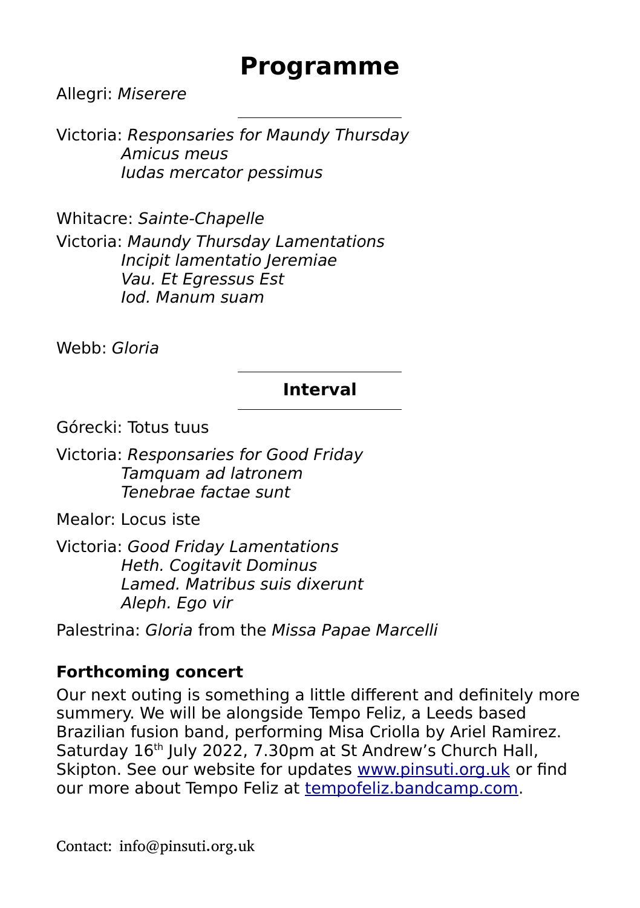# Programme

Allegri: *Miserere*

---

Victoria: *Responsaries for Maundy Thursday*
*Amicus meus*
*Iudas mercator pessimus*

Whitacre: *Sainte-Chapelle*

Victoria: *Maundy Thursday Lamentations*
*Incipit lamentatio Jeremiae*
*Vau. Et Egressus Est*
*Iod. Manum suam*

Webb: *Gloria*

---

**Interval**

---

Górecki: Totus tuus

Victoria: *Responsaries for Good Friday*
*Tamquam ad latronem*
*Tenebrae factae sunt*

Mealor: Locus iste

Victoria: *Good Friday Lamentations*
*Heth. Cogitavit Dominus*
*Lamed. Matribus suis dixerunt*
*Aleph. Ego vir*

Palestrina: *Gloria* from the *Missa Papae Marcelli*

### Forthcoming concert

Our next outing is something a little different and definitely more summery. We will be alongside Tempo Feliz, a Leeds based Brazilian fusion band, performing Misa Criolla by Ariel Ramirez. Saturday 16th July 2022, 7.30pm at St Andrew's Church Hall, Skipton. See our website for updates www.pinsuti.org.uk or find our more about Tempo Feliz at tempofeliz.bandcamp.com.

Contact: info@pinsuti.org.uk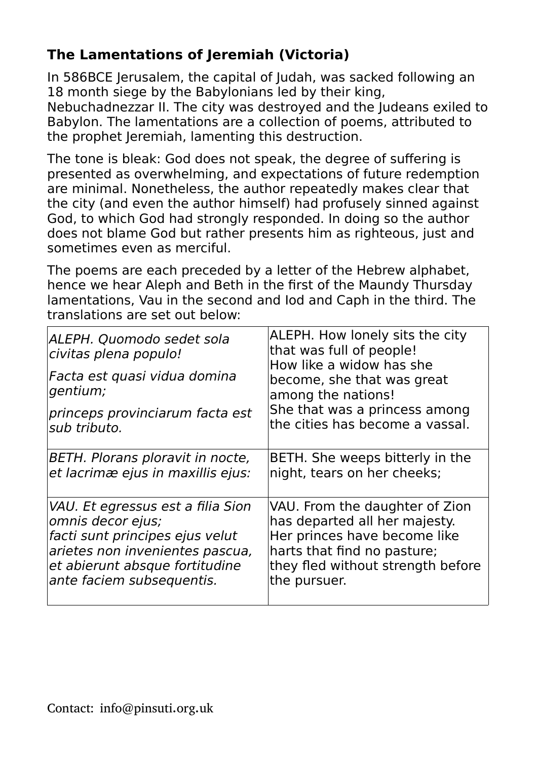### **The Lamentations of Jeremiah (Victoria)**

In 586BCE Jerusalem, the capital of Judah, was sacked following an 18 month siege by the Babylonians led by their king, Nebuchadnezzar II. The city was destroyed and the Judeans exiled to Babylon. The lamentations are a collection of poems, attributed to the prophet Jeremiah, lamenting this destruction.

The tone is bleak: God does not speak, the degree of suffering is presented as overwhelming, and expectations of future redemption are minimal. Nonetheless, the author repeatedly makes clear that the city (and even the author himself) had profusely sinned against God, to which God had strongly responded. In doing so the author does not blame God but rather presents him as righteous, just and sometimes even as merciful.

The poems are each preceded by a letter of the Hebrew alphabet, hence we hear Aleph and Beth in the first of the Maundy Thursday lamentations, Vau in the second and Iod and Caph in the third. The translations are set out below:

| Latin | English |
|---|---|
| *ALEPH. Quomodo sedet sola civitas plena populo!*<br>*Facta est quasi vidua domina gentium;*<br>*princeps provinciarum facta est sub tributo.* | ALEPH. How lonely sits the city that was full of people!<br>How like a widow has she become, she that was great among the nations!<br>She that was a princess among the cities has become a vassal. |
| *BETH. Plorans ploravit in nocte, et lacrimæ ejus in maxillis ejus:* | BETH. She weeps bitterly in the night, tears on her cheeks; |
| *VAU. Et egressus est a filia Sion omnis decor ejus;*<br>*facti sunt principes ejus velut arietes non invenientes pascua,*<br>*et abierunt absque fortitudine ante faciem subsequentis.* | VAU. From the daughter of Zion has departed all her majesty.<br>Her princes have become like harts that find no pasture;<br>they fled without strength before the pursuer. |

Contact: info@pinsuti.org.uk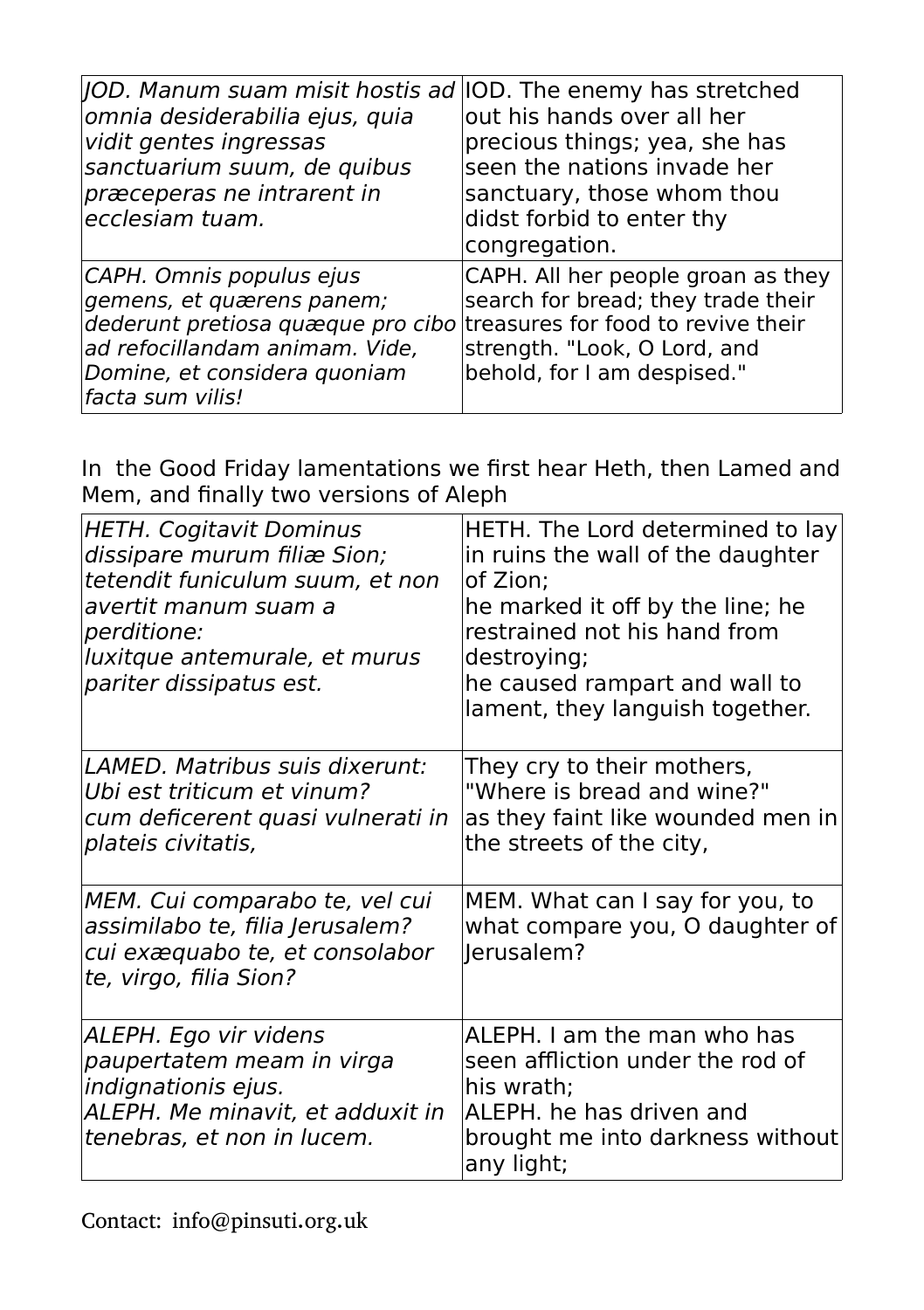| *JOD. Manum suam misit hostis ad omnia desiderabilia ejus, quia vidit gentes ingressas sanctuarium suum, de quibus præceperas ne intrarent in ecclesiam tuam.* | IOD. The enemy has stretched out his hands over all her precious things; yea, she has seen the nations invade her sanctuary, those whom thou didst forbid to enter thy congregation. |
|---|---|
| *CAPH. Omnis populus ejus gemens, et quærens panem; dederunt pretiosa quæque pro cibo ad refocillandam animam. Vide, Domine, et considera quoniam facta sum vilis!* | CAPH. All her people groan as they search for bread; they trade their treasures for food to revive their strength. "Look, O Lord, and behold, for I am despised." |

In the Good Friday lamentations we first hear Heth, then Lamed and Mem, and finally two versions of Aleph

| *HETH. Cogitavit Dominus dissipare murum filiæ Sion; tetendit funiculum suum, et non avertit manum suam a perditione:*<br>*luxitque antemurale, et murus pariter dissipatus est.* | HETH. The Lord determined to lay in ruins the wall of the daughter of Zion;<br>he marked it off by the line; he restrained not his hand from destroying;<br>he caused rampart and wall to lament, they languish together. |
|---|---|
| *LAMED. Matribus suis dixerunt: Ubi est triticum et vinum?*<br>*cum deficerent quasi vulnerati in plateis civitatis,* | They cry to their mothers, "Where is bread and wine?"<br>as they faint like wounded men in the streets of the city, |
| *MEM. Cui comparabo te, vel cui assimilabo te, filia Jerusalem?*<br>*cui exæquabo te, et consolabor te, virgo, filia Sion?* | MEM. What can I say for you, to what compare you, O daughter of Jerusalem? |
| *ALEPH. Ego vir videns paupertatem meam in virga indignationis ejus.*<br>*ALEPH. Me minavit, et adduxit in tenebras, et non in lucem.* | ALEPH. I am the man who has seen affliction under the rod of his wrath;<br>ALEPH. he has driven and brought me into darkness without any light; |

Contact: info@pinsuti.org.uk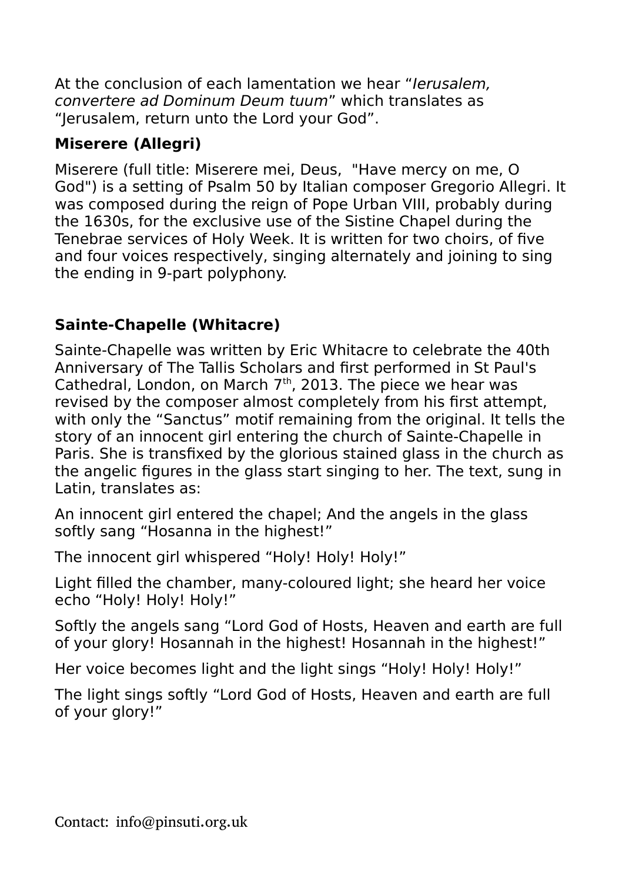At the conclusion of each lamentation we hear "*Ierusalem, convertere ad Dominum Deum tuum*" which translates as "Jerusalem, return unto the Lord your God".

### Miserere (Allegri)

Miserere (full title: Miserere mei, Deus, "Have mercy on me, O God") is a setting of Psalm 50 by Italian composer Gregorio Allegri. It was composed during the reign of Pope Urban VIII, probably during the 1630s, for the exclusive use of the Sistine Chapel during the Tenebrae services of Holy Week. It is written for two choirs, of five and four voices respectively, singing alternately and joining to sing the ending in 9-part polyphony.

### Sainte-Chapelle (Whitacre)

Sainte-Chapelle was written by Eric Whitacre to celebrate the 40th Anniversary of The Tallis Scholars and first performed in St Paul's Cathedral, London, on March 7th, 2013. The piece we hear was revised by the composer almost completely from his first attempt, with only the "Sanctus" motif remaining from the original. It tells the story of an innocent girl entering the church of Sainte-Chapelle in Paris. She is transfixed by the glorious stained glass in the church as the angelic figures in the glass start singing to her. The text, sung in Latin, translates as:

An innocent girl entered the chapel; And the angels in the glass softly sang "Hosanna in the highest!"

The innocent girl whispered "Holy! Holy! Holy!"

Light filled the chamber, many-coloured light; she heard her voice echo "Holy! Holy! Holy!"

Softly the angels sang "Lord God of Hosts, Heaven and earth are full of your glory! Hosannah in the highest! Hosannah in the highest!"

Her voice becomes light and the light sings "Holy! Holy! Holy!"

The light sings softly "Lord God of Hosts, Heaven and earth are full of your glory!"

Contact: info@pinsuti.org.uk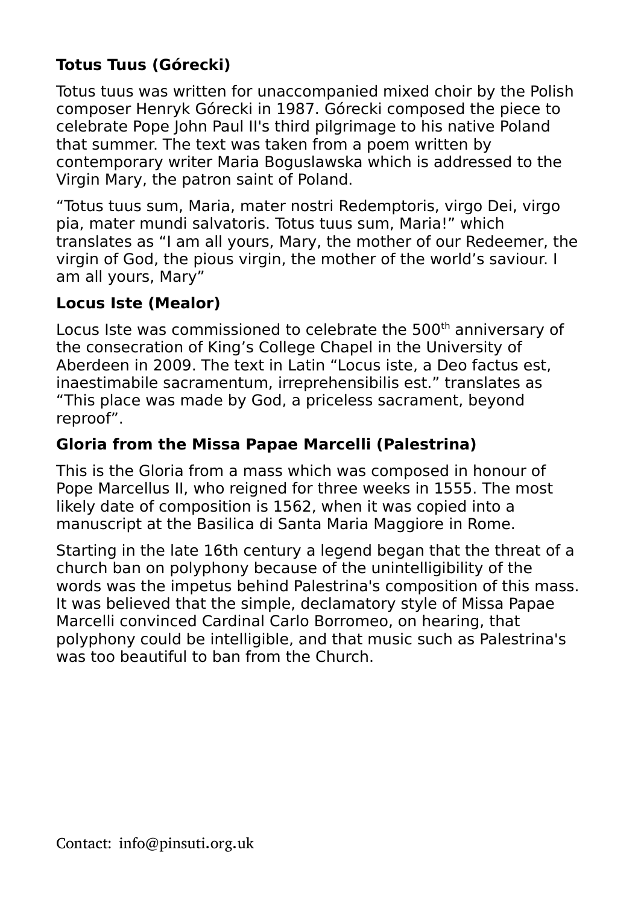**Totus Tuus (Górecki)**

Totus tuus was written for unaccompanied mixed choir by the Polish composer Henryk Górecki in 1987. Górecki composed the piece to celebrate Pope John Paul II's third pilgrimage to his native Poland that summer. The text was taken from a poem written by contemporary writer Maria Boguslawska which is addressed to the Virgin Mary, the patron saint of Poland.

“Totus tuus sum, Maria, mater nostri Redemptoris, virgo Dei, virgo pia, mater mundi salvatoris. Totus tuus sum, Maria!” which translates as “I am all yours, Mary, the mother of our Redeemer, the virgin of God, the pious virgin, the mother of the world’s saviour. I am all yours, Mary”

**Locus Iste (Mealor)**

Locus Iste was commissioned to celebrate the 500th anniversary of the consecration of King’s College Chapel in the University of Aberdeen in 2009. The text in Latin “Locus iste, a Deo factus est, inaestimabile sacramentum, irreprehensibilis est.” translates as “This place was made by God, a priceless sacrament, beyond reproof”.

**Gloria from the Missa Papae Marcelli (Palestrina)**

This is the Gloria from a mass which was composed in honour of Pope Marcellus II, who reigned for three weeks in 1555. The most likely date of composition is 1562, when it was copied into a manuscript at the Basilica di Santa Maria Maggiore in Rome.

Starting in the late 16th century a legend began that the threat of a church ban on polyphony because of the unintelligibility of the words was the impetus behind Palestrina's composition of this mass. It was believed that the simple, declamatory style of Missa Papae Marcelli convinced Cardinal Carlo Borromeo, on hearing, that polyphony could be intelligible, and that music such as Palestrina's was too beautiful to ban from the Church.

Contact: info@pinsuti.org.uk